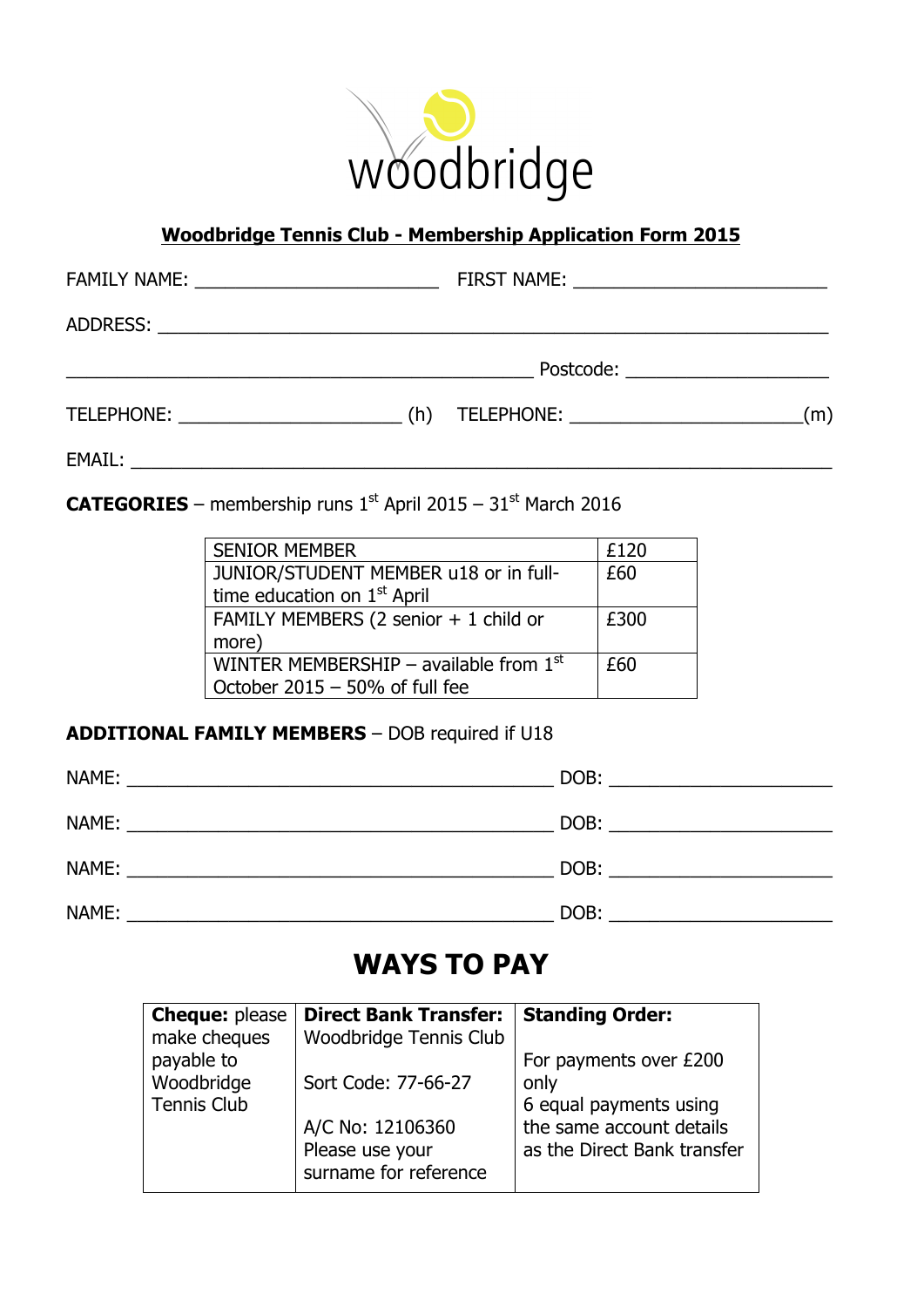woodbridge

## Woodbridge Tennis Club - Membership Application Form 2015

FAMILY NAME: ________________________ FIRST NAME: _________________________

ADDRESS: ____________________________________________________________

______________________________________________ Postcode: ____________________

TELEPHONE: ______________________ (h) TELEPHONE: _______________________(m)

EMAIL: ______________________________________________________________

**CATEGORIES** – membership runs 1st April 2015 – 31st March 2016

| | |
|---|---|
| SENIOR MEMBER | £120 |
| JUNIOR/STUDENT MEMBER u18 or in full-time education on 1st April | £60 |
| FAMILY MEMBERS (2 senior + 1 child or more) | £300 |
| WINTER MEMBERSHIP – available from 1st October 2015 – 50% of full fee | £60 |

**ADDITIONAL FAMILY MEMBERS** – DOB required if U18

NAME: ____________________________________________ DOB: ______________________

NAME: ____________________________________________ DOB: ______________________

NAME: ____________________________________________ DOB: ______________________

NAME: ____________________________________________ DOB: ______________________

# WAYS TO PAY

| **Cheque:** please make cheques payable to Woodbridge Tennis Club | **Direct Bank Transfer:** Woodbridge Tennis Club<br><br>Sort Code: 77-66-27<br><br>A/C No: 12106360<br>Please use your surname for reference | **Standing Order:**<br><br>For payments over £200 only<br>6 equal payments using the same account details as the Direct Bank transfer |
|---|---|---|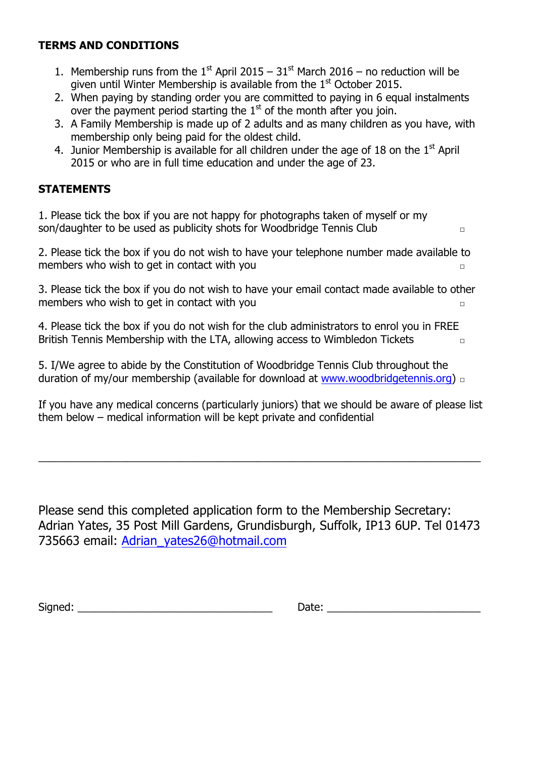**TERMS AND CONDITIONS**

1. Membership runs from the 1st April 2015 – 31st March 2016 – no reduction will be given until Winter Membership is available from the 1st October 2015.
2. When paying by standing order you are committed to paying in 6 equal instalments over the payment period starting the 1st of the month after you join.
3. A Family Membership is made up of 2 adults and as many children as you have, with membership only being paid for the oldest child.
4. Junior Membership is available for all children under the age of 18 on the 1st April 2015 or who are in full time education and under the age of 23.

**STATEMENTS**

1. Please tick the box if you are not happy for photographs taken of myself or my son/daughter to be used as publicity shots for Woodbridge Tennis Club □

2. Please tick the box if you do not wish to have your telephone number made available to members who wish to get in contact with you □

3. Please tick the box if you do not wish to have your email contact made available to other members who wish to get in contact with you □

4. Please tick the box if you do not wish for the club administrators to enrol you in FREE British Tennis Membership with the LTA, allowing access to Wimbledon Tickets □

5. I/We agree to abide by the Constitution of Woodbridge Tennis Club throughout the duration of my/our membership (available for download at www.woodbridgetennis.org) □

If you have any medical concerns (particularly juniors) that we should be aware of please list them below – medical information will be kept private and confidential

_______________________________________________________________________

Please send this completed application form to the Membership Secretary: Adrian Yates, 35 Post Mill Gardens, Grundisburgh, Suffolk, IP13 6UP. Tel 01473 735663 email: Adrian_yates26@hotmail.com

Signed: ______________________________ Date: ________________________